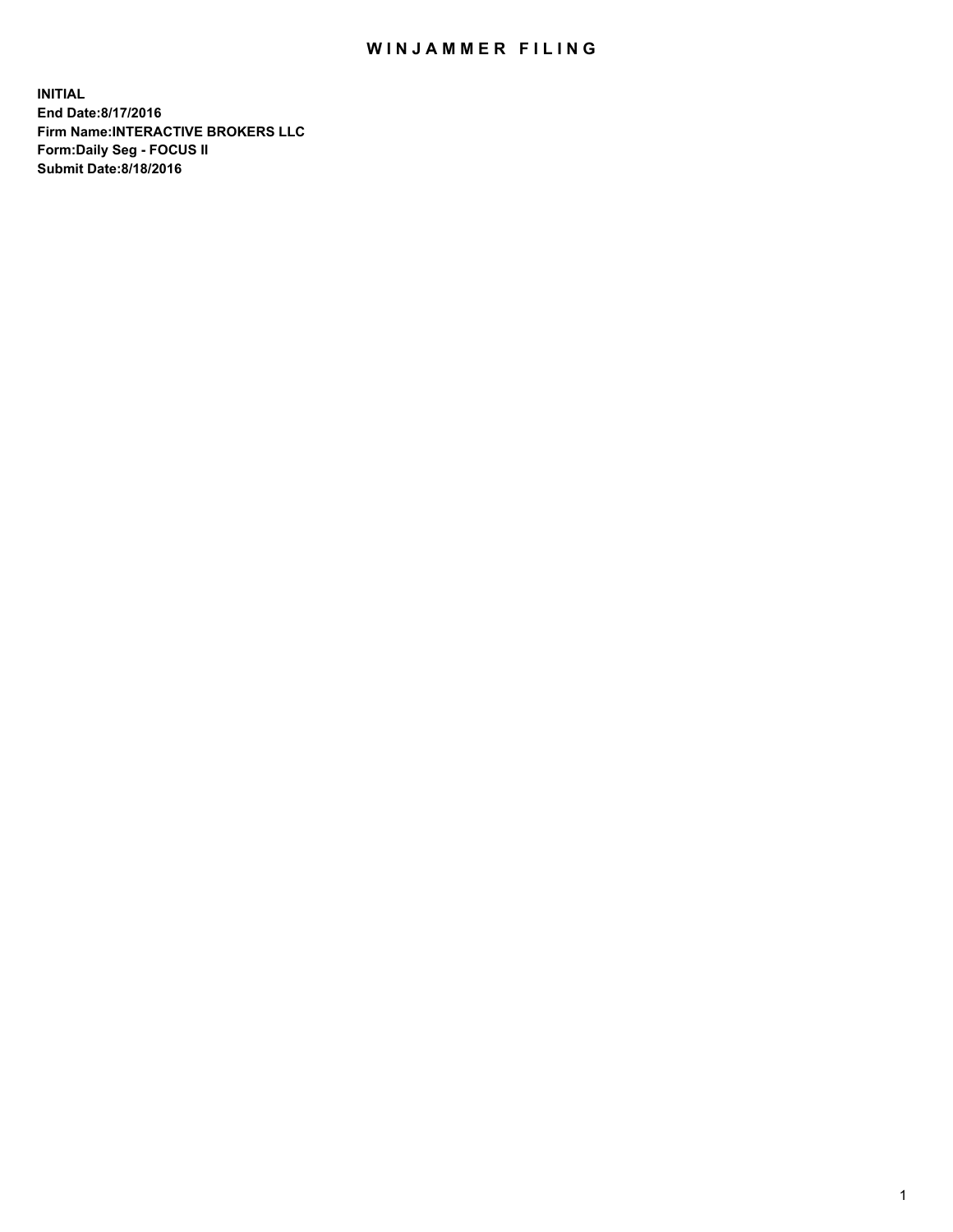# WINJAMMER FILING

**INITIAL**
**End Date:8/17/2016**
**Firm Name:INTERACTIVE BROKERS LLC**
**Form:Daily Seg - FOCUS II**
**Submit Date:8/18/2016**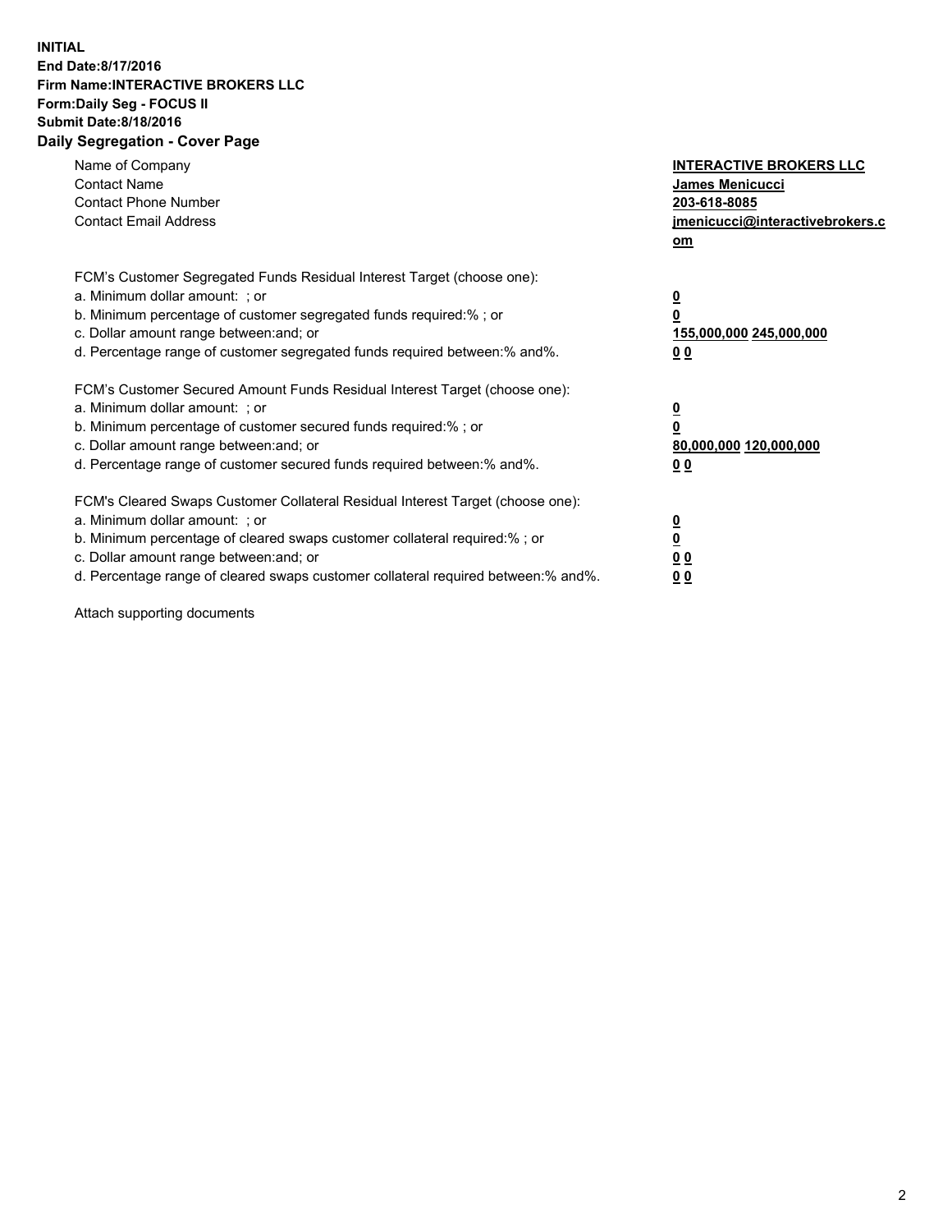**INITIAL**
**End Date:8/17/2016**
**Firm Name:INTERACTIVE BROKERS LLC**
**Form:Daily Seg - FOCUS II**
**Submit Date:8/18/2016**
**Daily Segregation - Cover Page**

| | |
|---|---|
| Name of Company | **INTERACTIVE BROKERS LLC** |
| Contact Name | **James Menicucci** |
| Contact Phone Number | **203-618-8085** |
| Contact Email Address | **jmenicucci@interactivebrokers.com** |

FCM's Customer Segregated Funds Residual Interest Target (choose one):

| | |
|---|---|
| a. Minimum dollar amount: ; or | **0** |
| b. Minimum percentage of customer segregated funds required:% ; or | **0** |
| c. Dollar amount range between:and; or | **155,000,000 245,000,000** |
| d. Percentage range of customer segregated funds required between:% and%. | **0 0** |

FCM's Customer Secured Amount Funds Residual Interest Target (choose one):

| | |
|---|---|
| a. Minimum dollar amount: ; or | **0** |
| b. Minimum percentage of customer secured funds required:% ; or | **0** |
| c. Dollar amount range between:and; or | **80,000,000 120,000,000** |
| d. Percentage range of customer secured funds required between:% and%. | **0 0** |

FCM's Cleared Swaps Customer Collateral Residual Interest Target (choose one):

| | |
|---|---|
| a. Minimum dollar amount: ; or | **0** |
| b. Minimum percentage of cleared swaps customer collateral required:% ; or | **0** |
| c. Dollar amount range between:and; or | **0 0** |
| d. Percentage range of cleared swaps customer collateral required between:% and%. | **0 0** |

Attach supporting documents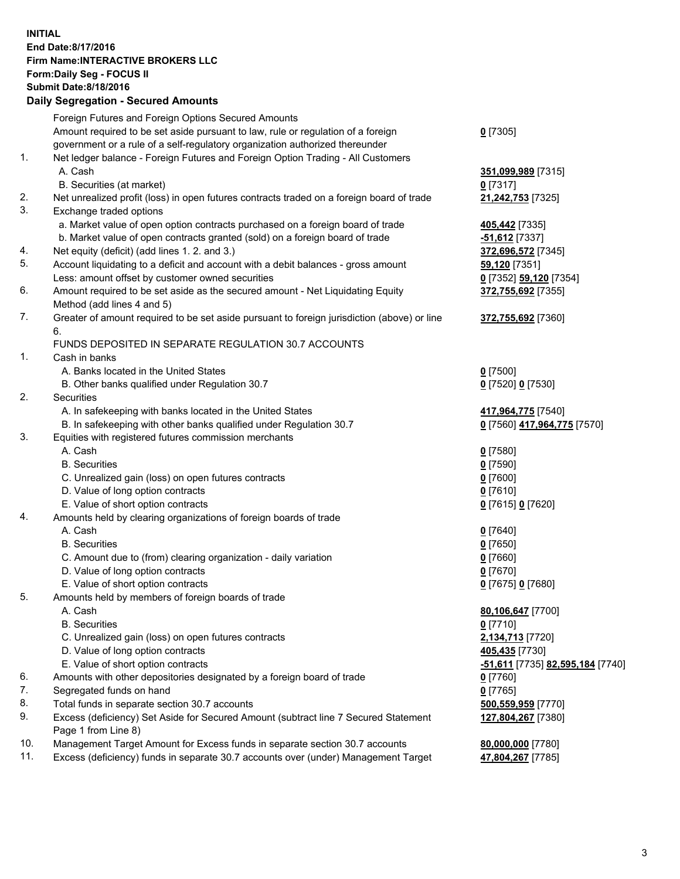**INITIAL**
**End Date:8/17/2016**
**Firm Name:INTERACTIVE BROKERS LLC**
**Form:Daily Seg - FOCUS II**
**Submit Date:8/18/2016**

## Daily Segregation - Secured Amounts

| | | |
|---|---|---|
| | Foreign Futures and Foreign Options Secured Amounts | |
| | Amount required to be set aside pursuant to law, rule or regulation of a foreign government or a rule of a self-regulatory organization authorized thereunder | 0 [7305] |
| 1. | Net ledger balance - Foreign Futures and Foreign Option Trading - All Customers | |
| | A. Cash | 351,099,989 [7315] |
| | B. Securities (at market) | 0 [7317] |
| 2. | Net unrealized profit (loss) in open futures contracts traded on a foreign board of trade | 21,242,753 [7325] |
| 3. | Exchange traded options | |
| | a. Market value of open option contracts purchased on a foreign board of trade | 405,442 [7335] |
| | b. Market value of open contracts granted (sold) on a foreign board of trade | -51,612 [7337] |
| 4. | Net equity (deficit) (add lines 1. 2. and 3.) | 372,696,572 [7345] |
| 5. | Account liquidating to a deficit and account with a debit balances - gross amount | 59,120 [7351] |
| | Less: amount offset by customer owned securities | 0 [7352] 59,120 [7354] |
| 6. | Amount required to be set aside as the secured amount - Net Liquidating Equity Method (add lines 4 and 5) | 372,755,692 [7355] |
| 7. | Greater of amount required to be set aside pursuant to foreign jurisdiction (above) or line 6. | 372,755,692 [7360] |
| | FUNDS DEPOSITED IN SEPARATE REGULATION 30.7 ACCOUNTS | |
| 1. | Cash in banks | |
| | A. Banks located in the United States | 0 [7500] |
| | B. Other banks qualified under Regulation 30.7 | 0 [7520] 0 [7530] |
| 2. | Securities | |
| | A. In safekeeping with banks located in the United States | 417,964,775 [7540] |
| | B. In safekeeping with other banks qualified under Regulation 30.7 | 0 [7560] 417,964,775 [7570] |
| 3. | Equities with registered futures commission merchants | |
| | A. Cash | 0 [7580] |
| | B. Securities | 0 [7590] |
| | C. Unrealized gain (loss) on open futures contracts | 0 [7600] |
| | D. Value of long option contracts | 0 [7610] |
| | E. Value of short option contracts | 0 [7615] 0 [7620] |
| 4. | Amounts held by clearing organizations of foreign boards of trade | |
| | A. Cash | 0 [7640] |
| | B. Securities | 0 [7650] |
| | C. Amount due to (from) clearing organization - daily variation | 0 [7660] |
| | D. Value of long option contracts | 0 [7670] |
| | E. Value of short option contracts | 0 [7675] 0 [7680] |
| 5. | Amounts held by members of foreign boards of trade | |
| | A. Cash | 80,106,647 [7700] |
| | B. Securities | 0 [7710] |
| | C. Unrealized gain (loss) on open futures contracts | 2,134,713 [7720] |
| | D. Value of long option contracts | 405,435 [7730] |
| | E. Value of short option contracts | -51,611 [7735] 82,595,184 [7740] |
| 6. | Amounts with other depositories designated by a foreign board of trade | 0 [7760] |
| 7. | Segregated funds on hand | 0 [7765] |
| 8. | Total funds in separate section 30.7 accounts | 500,559,959 [7770] |
| 9. | Excess (deficiency) Set Aside for Secured Amount (subtract line 7 Secured Statement Page 1 from Line 8) | 127,804,267 [7380] |
| 10. | Management Target Amount for Excess funds in separate section 30.7 accounts | 80,000,000 [7780] |
| 11. | Excess (deficiency) funds in separate 30.7 accounts over (under) Management Target | 47,804,267 [7785] |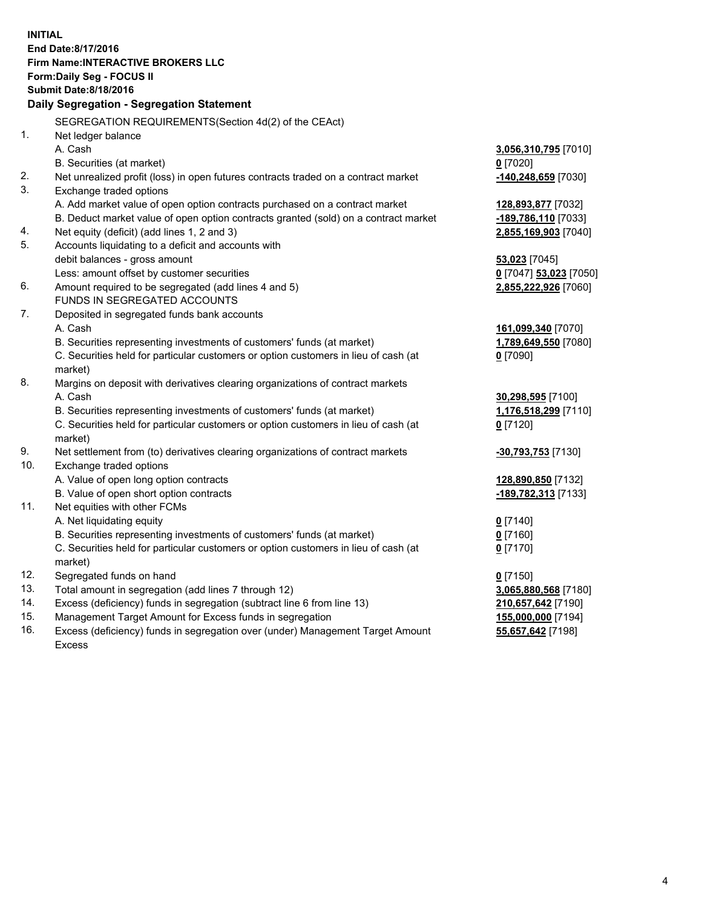**INITIAL**
**End Date:8/17/2016**
**Firm Name:INTERACTIVE BROKERS LLC**
**Form:Daily Seg - FOCUS II**
**Submit Date:8/18/2016**

## Daily Segregation - Segregation Statement

| | | |
|---|---|---|
| | SEGREGATION REQUIREMENTS(Section 4d(2) of the CEAct) | |
| 1. | Net ledger balance | |
| | A. Cash | **3,056,310,795** [7010] |
| | B. Securities (at market) | **0** [7020] |
| 2. | Net unrealized profit (loss) in open futures contracts traded on a contract market | **-140,248,659** [7030] |
| 3. | Exchange traded options | |
| | A. Add market value of open option contracts purchased on a contract market | **128,893,877** [7032] |
| | B. Deduct market value of open option contracts granted (sold) on a contract market | **-189,786,110** [7033] |
| 4. | Net equity (deficit) (add lines 1, 2 and 3) | **2,855,169,903** [7040] |
| 5. | Accounts liquidating to a deficit and accounts with debit balances - gross amount | **53,023** [7045] |
| | Less: amount offset by customer securities | **0** [7047] **53,023** [7050] |
| 6. | Amount required to be segregated (add lines 4 and 5) | **2,855,222,926** [7060] |
| | FUNDS IN SEGREGATED ACCOUNTS | |
| 7. | Deposited in segregated funds bank accounts | |
| | A. Cash | **161,099,340** [7070] |
| | B. Securities representing investments of customers' funds (at market) | **1,789,649,550** [7080] |
| | C. Securities held for particular customers or option customers in lieu of cash (at market) | **0** [7090] |
| 8. | Margins on deposit with derivatives clearing organizations of contract markets | |
| | A. Cash | **30,298,595** [7100] |
| | B. Securities representing investments of customers' funds (at market) | **1,176,518,299** [7110] |
| | C. Securities held for particular customers or option customers in lieu of cash (at market) | **0** [7120] |
| 9. | Net settlement from (to) derivatives clearing organizations of contract markets | **-30,793,753** [7130] |
| 10. | Exchange traded options | |
| | A. Value of open long option contracts | **128,890,850** [7132] |
| | B. Value of open short option contracts | **-189,782,313** [7133] |
| 11. | Net equities with other FCMs | |
| | A. Net liquidating equity | **0** [7140] |
| | B. Securities representing investments of customers' funds (at market) | **0** [7160] |
| | C. Securities held for particular customers or option customers in lieu of cash (at market) | **0** [7170] |
| 12. | Segregated funds on hand | **0** [7150] |
| 13. | Total amount in segregation (add lines 7 through 12) | **3,065,880,568** [7180] |
| 14. | Excess (deficiency) funds in segregation (subtract line 6 from line 13) | **210,657,642** [7190] |
| 15. | Management Target Amount for Excess funds in segregation | **155,000,000** [7194] |
| 16. | Excess (deficiency) funds in segregation over (under) Management Target Amount Excess | **55,657,642** [7198] |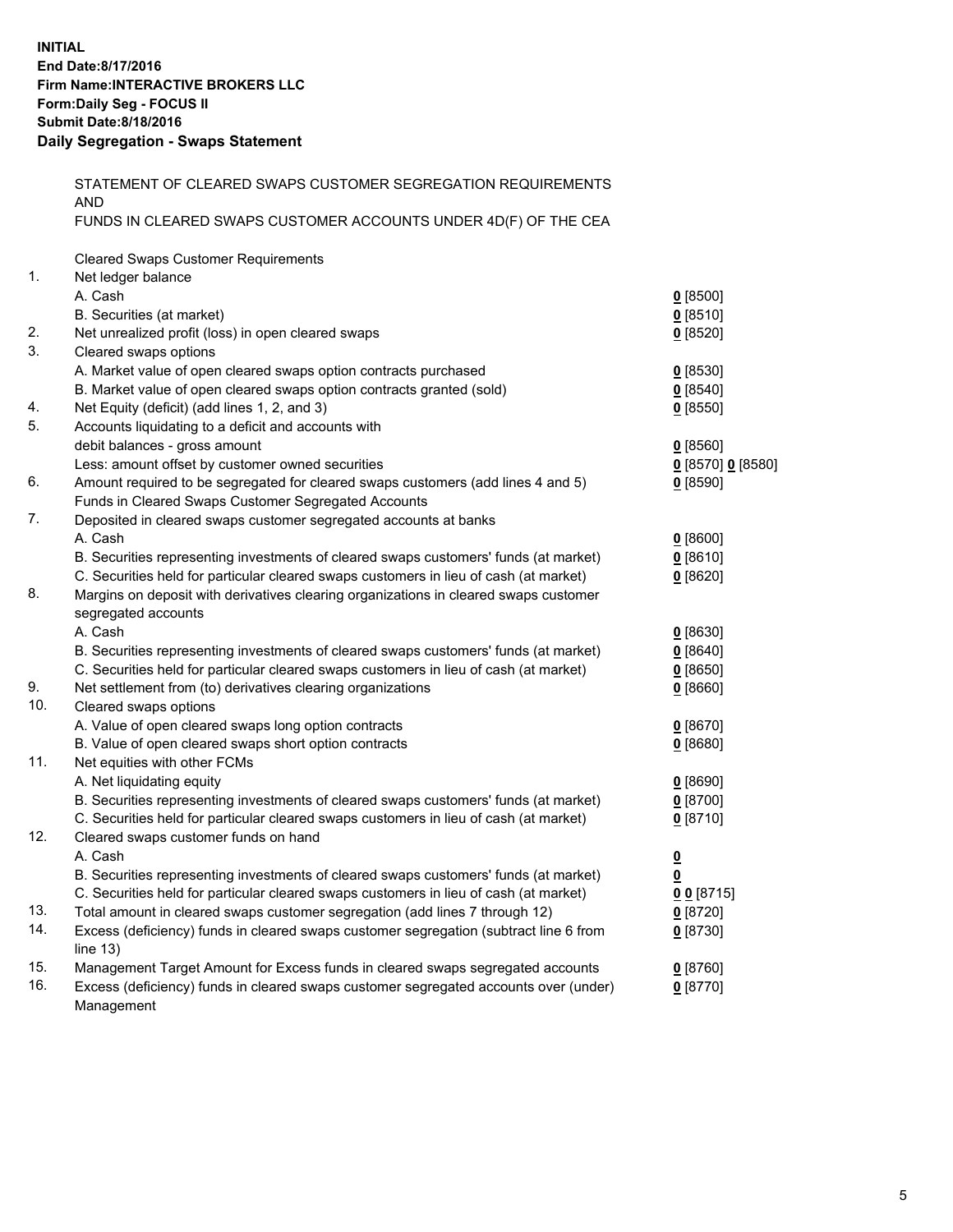**INITIAL**
**End Date:8/17/2016**
**Firm Name:INTERACTIVE BROKERS LLC**
**Form:Daily Seg - FOCUS II**
**Submit Date:8/18/2016**
**Daily Segregation - Swaps Statement**

STATEMENT OF CLEARED SWAPS CUSTOMER SEGREGATION REQUIREMENTS AND FUNDS IN CLEARED SWAPS CUSTOMER ACCOUNTS UNDER 4D(F) OF THE CEA

| | | |
|---|---|---|
| | Cleared Swaps Customer Requirements | |
| 1. | Net ledger balance | |
| | A. Cash | 0 [8500] |
| | B. Securities (at market) | 0 [8510] |
| 2. | Net unrealized profit (loss) in open cleared swaps | 0 [8520] |
| 3. | Cleared swaps options | |
| | A. Market value of open cleared swaps option contracts purchased | 0 [8530] |
| | B. Market value of open cleared swaps option contracts granted (sold) | 0 [8540] |
| 4. | Net Equity (deficit) (add lines 1, 2, and 3) | 0 [8550] |
| 5. | Accounts liquidating to a deficit and accounts with debit balances - gross amount | 0 [8560] |
| | Less: amount offset by customer owned securities | 0 [8570] 0 [8580] |
| 6. | Amount required to be segregated for cleared swaps customers (add lines 4 and 5) | 0 [8590] |
| | Funds in Cleared Swaps Customer Segregated Accounts | |
| 7. | Deposited in cleared swaps customer segregated accounts at banks | |
| | A. Cash | 0 [8600] |
| | B. Securities representing investments of cleared swaps customers' funds (at market) | 0 [8610] |
| | C. Securities held for particular cleared swaps customers in lieu of cash (at market) | 0 [8620] |
| 8. | Margins on deposit with derivatives clearing organizations in cleared swaps customer segregated accounts | |
| | A. Cash | 0 [8630] |
| | B. Securities representing investments of cleared swaps customers' funds (at market) | 0 [8640] |
| | C. Securities held for particular cleared swaps customers in lieu of cash (at market) | 0 [8650] |
| 9. | Net settlement from (to) derivatives clearing organizations | 0 [8660] |
| 10. | Cleared swaps options | |
| | A. Value of open cleared swaps long option contracts | 0 [8670] |
| | B. Value of open cleared swaps short option contracts | 0 [8680] |
| 11. | Net equities with other FCMs | |
| | A. Net liquidating equity | 0 [8690] |
| | B. Securities representing investments of cleared swaps customers' funds (at market) | 0 [8700] |
| | C. Securities held for particular cleared swaps customers in lieu of cash (at market) | 0 [8710] |
| 12. | Cleared swaps customer funds on hand | |
| | A. Cash | 0 |
| | B. Securities representing investments of cleared swaps customers' funds (at market) | 0 |
| | C. Securities held for particular cleared swaps customers in lieu of cash (at market) | 0 0 [8715] |
| 13. | Total amount in cleared swaps customer segregation (add lines 7 through 12) | 0 [8720] |
| 14. | Excess (deficiency) funds in cleared swaps customer segregation (subtract line 6 from line 13) | 0 [8730] |
| 15. | Management Target Amount for Excess funds in cleared swaps segregated accounts | 0 [8760] |
| 16. | Excess (deficiency) funds in cleared swaps customer segregated accounts over (under) Management | 0 [8770] |